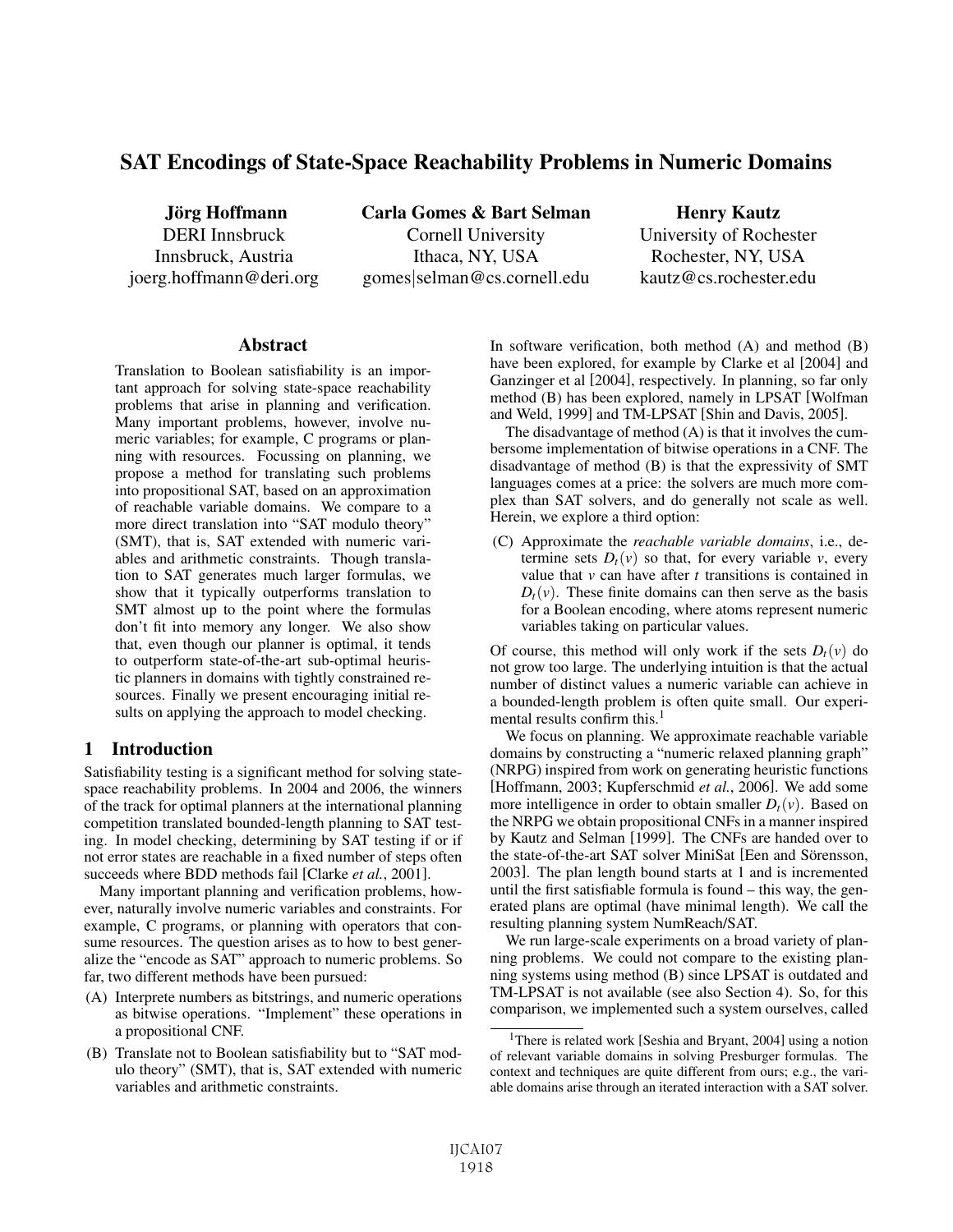# SAT Encodings of State-Space Reachability Problems in Numeric Domains

**Jörg Hoffmann**
DERI Innsbruck
Innsbruck, Austria
joerg.hoffmann@deri.org

**Carla Gomes & Bart Selman**
Cornell University
Ithaca, NY, USA
gomes|selman@cs.cornell.edu

**Henry Kautz**
University of Rochester
Rochester, NY, USA
kautz@cs.rochester.edu

## Abstract

Translation to Boolean satisfiability is an important approach for solving state-space reachability problems that arise in planning and verification. Many important problems, however, involve numeric variables; for example, C programs or planning with resources. Focussing on planning, we propose a method for translating such problems into propositional SAT, based on an approximation of reachable variable domains. We compare to a more direct translation into "SAT modulo theory" (SMT), that is, SAT extended with numeric variables and arithmetic constraints. Though translation to SAT generates much larger formulas, we show that it typically outperforms translation to SMT almost up to the point where the formulas don't fit into memory any longer. We also show that, even though our planner is optimal, it tends to outperform state-of-the-art sub-optimal heuristic planners in domains with tightly constrained resources. Finally we present encouraging initial results on applying the approach to model checking.

## 1 Introduction

Satisfiability testing is a significant method for solving state-space reachability problems. In 2004 and 2006, the winners of the track for optimal planners at the international planning competition translated bounded-length planning to SAT testing. In model checking, determining by SAT testing if or if not error states are reachable in a fixed number of steps often succeeds where BDD methods fail [Clarke *et al.*, 2001].

Many important planning and verification problems, however, naturally involve numeric variables and constraints. For example, C programs, or planning with operators that consume resources. The question arises as to how to best generalize the "encode as SAT" approach to numeric problems. So far, two different methods have been pursued:

(A) Interprete numbers as bitstrings, and numeric operations as bitwise operations. "Implement" these operations in a propositional CNF.

(B) Translate not to Boolean satisfiability but to "SAT modulo theory" (SMT), that is, SAT extended with numeric variables and arithmetic constraints.

In software verification, both method (A) and method (B) have been explored, for example by Clarke et al [2004] and Ganzinger et al [2004], respectively. In planning, so far only method (B) has been explored, namely in LPSAT [Wolfman and Weld, 1999] and TM-LPSAT [Shin and Davis, 2005].

The disadvantage of method (A) is that it involves the cumbersome implementation of bitwise operations in a CNF. The disadvantage of method (B) is that the expressivity of SMT languages comes at a price: the solvers are much more complex than SAT solvers, and do generally not scale as well. Herein, we explore a third option:

(C) Approximate the *reachable variable domains*, i.e., determine sets $D_t(v)$ so that, for every variable $v$, every value that $v$ can have after $t$ transitions is contained in $D_t(v)$. These finite domains can then serve as the basis for a Boolean encoding, where atoms represent numeric variables taking on particular values.

Of course, this method will only work if the sets $D_t(v)$ do not grow too large. The underlying intuition is that the actual number of distinct values a numeric variable can achieve in a bounded-length problem is often quite small. Our experimental results confirm this.[1]

We focus on planning. We approximate reachable variable domains by constructing a "numeric relaxed planning graph" (NRPG) inspired from work on generating heuristic functions [Hoffmann, 2003; Kupferschmid *et al.*, 2006]. We add some more intelligence in order to obtain smaller $D_t(v)$. Based on the NRPG we obtain propositional CNFs in a manner inspired by Kautz and Selman [1999]. The CNFs are handed over to the state-of-the-art SAT solver MiniSat [Een and Sörensson, 2003]. The plan length bound starts at 1 and is incremented until the first satisfiable formula is found – this way, the generated plans are optimal (have minimal length). We call the resulting planning system NumReach/SAT.

We run large-scale experiments on a broad variety of planning problems. We could not compare to the existing planning systems using method (B) since LPSAT is outdated and TM-LPSAT is not available (see also Section 4). So, for this comparison, we implemented such a system ourselves, called

[1] There is related work [Seshia and Bryant, 2004] using a notion of relevant variable domains in solving Presburger formulas. The context and techniques are quite different from ours; e.g., the variable domains arise through an iterated interaction with a SAT solver.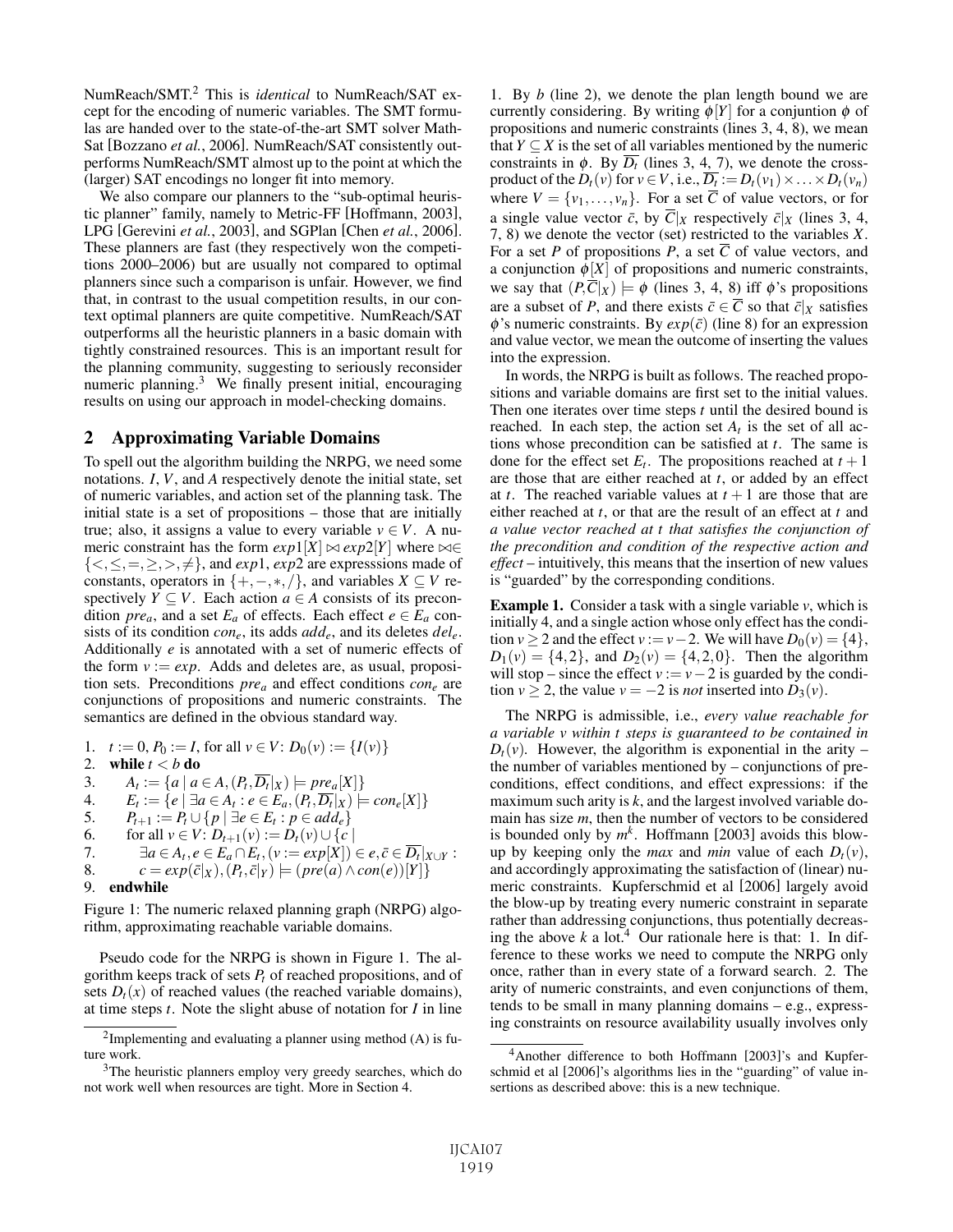NumReach/SMT.[2] This is *identical* to NumReach/SAT except for the encoding of numeric variables. The SMT formulas are handed over to the state-of-the-art SMT solver MathSat [Bozzano *et al.*, 2006]. NumReach/SAT consistently outperforms NumReach/SMT almost up to the point at which the (larger) SAT encodings no longer fit into memory.

We also compare our planners to the "sub-optimal heuristic planner" family, namely to Metric-FF [Hoffmann, 2003], LPG [Gerevini *et al.*, 2003], and SGPlan [Chen *et al.*, 2006]. These planners are fast (they respectively won the competitions 2000–2006) but are usually not compared to optimal planners since such a comparison is unfair. However, we find that, in contrast to the usual competition results, in our context optimal planners are quite competitive. NumReach/SAT outperforms all the heuristic planners in a basic domain with tightly constrained resources. This is an important result for the planning community, suggesting to seriously reconsider numeric planning.[3] We finally present initial, encouraging results on using our approach in model-checking domains.

## 2 Approximating Variable Domains

To spell out the algorithm building the NRPG, we need some notations. $I$, $V$, and $A$ respectively denote the initial state, set of numeric variables, and action set of the planning task. The initial state is a set of propositions – those that are initially true; also, it assigns a value to every variable $v \in V$. A numeric constraint has the form $exp1[X] \bowtie exp2[Y]$ where $\bowtie \in \{<, \leq, =, \geq, >, \neq\}$, and $exp1$, $exp2$ are expresssions made of constants, operators in $\{+, -, *, /\}$, and variables $X \subseteq V$ respectively $Y \subseteq V$. Each action $a \in A$ consists of its precondition $pre_a$, and a set $E_a$ of effects. Each effect $e \in E_a$ consists of its condition $con_e$, its adds $add_e$, and its deletes $del_e$. Additionally $e$ is annotated with a set of numeric effects of the form $v := exp$. Adds and deletes are, as usual, proposition sets. Preconditions $pre_a$ and effect conditions $con_e$ are conjunctions of propositions and numeric constraints. The semantics are defined in the obvious standard way.

1. $t := 0, P_0 := I$, for all $v \in V$: $D_0(v) := \{I(v)\}$
2. **while** $t < b$ **do**
3. $\quad A_t := \{a \mid a \in A, (P_t, \overline{D_t}|_X) \models pre_a[X]\}$
4. $\quad E_t := \{e \mid \exists a \in A_t : e \in E_a, (P_t, \overline{D_t}|_X) \models con_e[X]\}$
5. $\quad P_{t+1} := P_t \cup \{p \mid \exists e \in E_t : p \in add_e\}$
6. $\quad$ for all $v \in V$: $D_{t+1}(v) := D_t(v) \cup \{c \mid$
7. $\quad\quad \exists a \in A_t, e \in E_a \cap E_t, (v := exp[X]) \in e, \bar{c} \in \overline{D_t}|_{X \cup Y}$ :
8. $\quad\quad c = exp(\bar{c}|_X), (P_t, \bar{c}|_Y) \models (pre(a) \wedge con(e))[Y]\}$
9. **endwhile**

Figure 1: The numeric relaxed planning graph (NRPG) algorithm, approximating reachable variable domains.

Pseudo code for the NRPG is shown in Figure 1. The algorithm keeps track of sets $P_t$ of reached propositions, and of sets $D_t(x)$ of reached values (the reached variable domains), at time steps $t$. Note the slight abuse of notation for $I$ in line 1. By $b$ (line 2), we denote the plan length bound we are currently considering. By writing $\phi[Y]$ for a conjuntion $\phi$ of propositions and numeric constraints (lines 3, 4, 8), we mean that $Y \subseteq X$ is the set of all variables mentioned by the numeric constraints in $\phi$. By $\overline{D_t}$ (lines 3, 4, 7), we denote the cross-product of the $D_t(v)$ for $v \in V$, i.e., $\overline{D_t} := D_t(v_1) \times \ldots \times D_t(v_n)$ where $V = \{v_1, \ldots, v_n\}$. For a set $\overline{C}$ of value vectors, or for a single value vector $\bar{c}$, by $\overline{C}|_X$ respectively $\bar{c}|_X$ (lines 3, 4, 7, 8) we denote the vector (set) restricted to the variables $X$. For a set $P$ of propositions $P$, a set $\overline{C}$ of value vectors, and a conjunction $\phi[X]$ of propositions and numeric constraints, we say that $(P, \overline{C}|_X) \models \phi$ (lines 3, 4, 8) iff $\phi$'s propositions are a subset of $P$, and there exists $\bar{c} \in \overline{C}$ so that $\bar{c}|_X$ satisfies $\phi$'s numeric constraints. By $exp(\bar{c})$ (line 8) for an expression and value vector, we mean the outcome of inserting the values into the expression.

In words, the NRPG is built as follows. The reached propositions and variable domains are first set to the initial values. Then one iterates over time steps $t$ until the desired bound is reached. In each step, the action set $A_t$ is the set of all actions whose precondition can be satisfied at $t$. The same is done for the effect set $E_t$. The propositions reached at $t+1$ are those that are either reached at $t$, or added by an effect at $t$. The reached variable values at $t+1$ are those that are either reached at $t$, or that are the result of an effect at $t$ and *a value vector reached at t that satisfies the conjunction of the precondition and condition of the respective action and effect* – intuitively, this means that the insertion of new values is "guarded" by the corresponding conditions.

**Example 1.** Consider a task with a single variable $v$, which is initially 4, and a single action whose only effect has the condition $v \geq 2$ and the effect $v := v - 2$. We will have $D_0(v) = \{4\}$, $D_1(v) = \{4, 2\}$, and $D_2(v) = \{4, 2, 0\}$. Then the algorithm will stop – since the effect $v := v - 2$ is guarded by the condition $v \geq 2$, the value $v = -2$ is *not* inserted into $D_3(v)$.

The NRPG is admissible, i.e., *every value reachable for a variable v within t steps is guaranteed to be contained in $D_t(v)$*. However, the algorithm is exponential in the arity – the number of variables mentioned by – conjunctions of preconditions, effect conditions, and effect expressions: if the maximum such arity is $k$, and the largest involved variable domain has size $m$, then the number of vectors to be considered is bounded only by $m^k$. Hoffmann [2003] avoids this blow-up by keeping only the *max* and *min* value of each $D_t(v)$, and accordingly approximating the satisfaction of (linear) numeric constraints. Kupferschmid et al [2006] largely avoid the blow-up by treating every numeric constraint in separate rather than addressing conjunctions, thus potentially decreasing the above $k$ a lot.[4] Our rationale here is that: 1. In difference to these works we need to compute the NRPG only once, rather than in every state of a forward search. 2. The arity of numeric constraints, and even conjunctions of them, tends to be small in many planning domains – e.g., expressing constraints on resource availability usually involves only

[2] Implementing and evaluating a planner using method (A) is future work.

[3] The heuristic planners employ very greedy searches, which do not work well when resources are tight. More in Section 4.

[4] Another difference to both Hoffmann [2003]'s and Kupferschmid et al [2006]'s algorithms lies in the "guarding" of value insertions as described above: this is a new technique.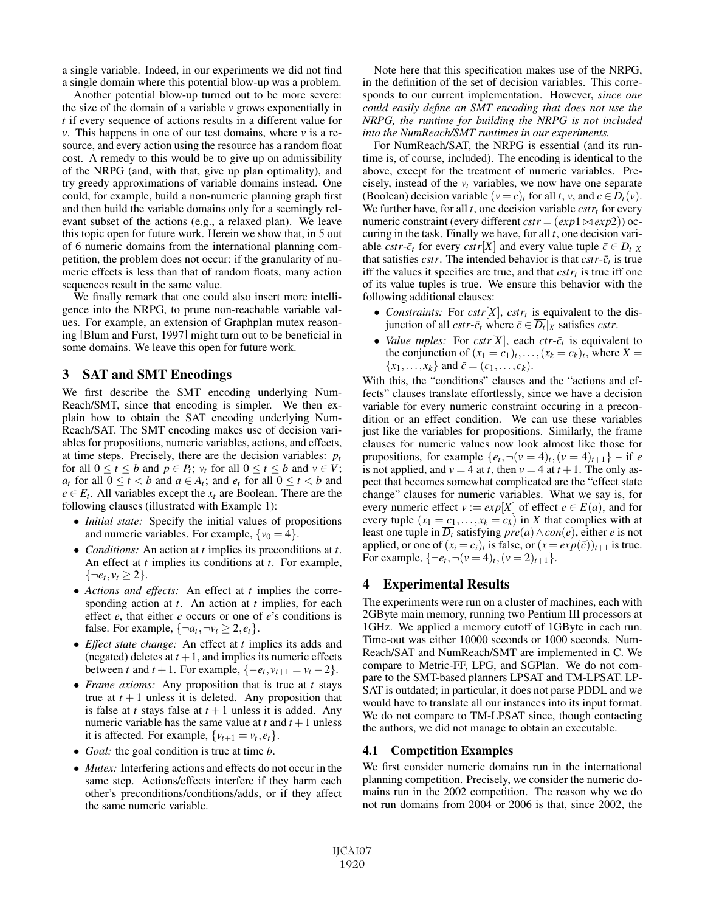a single variable. Indeed, in our experiments we did not find a single domain where this potential blow-up was a problem.

Another potential blow-up turned out to be more severe: the size of the domain of a variable $v$ grows exponentially in $t$ if every sequence of actions results in a different value for $v$. This happens in one of our test domains, where $v$ is a resource, and every action using the resource has a random float cost. A remedy to this would be to give up on admissibility of the NRPG (and, with that, give up plan optimality), and try greedy approximations of variable domains instead. One could, for example, build a non-numeric planning graph first and then build the variable domains only for a seemingly relevant subset of the actions (e.g., a relaxed plan). We leave this topic open for future work. Herein we show that, in 5 out of 6 numeric domains from the international planning competition, the problem does not occur: if the granularity of numeric effects is less than that of random floats, many action sequences result in the same value.

We finally remark that one could also insert more intelligence into the NRPG, to prune non-reachable variable values. For example, an extension of Graphplan mutex reasoning [Blum and Furst, 1997] might turn out to be beneficial in some domains. We leave this open for future work.

## 3 SAT and SMT Encodings

We first describe the SMT encoding underlying NumReach/SMT, since that encoding is simpler. We then explain how to obtain the SAT encoding underlying NumReach/SAT. The SMT encoding makes use of decision variables for propositions, numeric variables, actions, and effects, at time steps. Precisely, there are the decision variables: $p_t$ for all $0 \leq t \leq b$ and $p \in P_t$; $v_t$ for all $0 \leq t \leq b$ and $v \in V$; $a_t$ for all $0 \leq t < b$ and $a \in A_t$; and $e_t$ for all $0 \leq t < b$ and $e \in E_t$. All variables except the $x_t$ are Boolean. There are the following clauses (illustrated with Example 1):

- *Initial state:* Specify the initial values of propositions and numeric variables. For example, $\{v_0 = 4\}$.
- *Conditions:* An action at $t$ implies its preconditions at $t$. An effect at $t$ implies its conditions at $t$. For example, $\{\neg e_t, v_t \geq 2\}$.
- *Actions and effects:* An effect at $t$ implies the corresponding action at $t$. An action at $t$ implies, for each effect $e$, that either $e$ occurs or one of $e$'s conditions is false. For example, $\{\neg a_t, \neg v_t \geq 2, e_t\}$.
- *Effect state change:* An effect at $t$ implies its adds and (negated) deletes at $t+1$, and implies its numeric effects between $t$ and $t+1$. For example, $\{-e_t, v_{t+1} = v_t - 2\}$.
- *Frame axioms:* Any proposition that is true at $t$ stays true at $t+1$ unless it is deleted. Any proposition that is false at $t$ stays false at $t+1$ unless it is added. Any numeric variable has the same value at $t$ and $t+1$ unless it is affected. For example, $\{v_{t+1} = v_t, e_t\}$.
- *Goal:* the goal condition is true at time $b$.
- *Mutex:* Interfering actions and effects do not occur in the same step. Actions/effects interfere if they harm each other's preconditions/conditions/adds, or if they affect the same numeric variable.

Note here that this specification makes use of the NRPG, in the definition of the set of decision variables. This corresponds to our current implementation. However, *since one could easily define an SMT encoding that does not use the NRPG, the runtime for building the NRPG is not included into the NumReach/SMT runtimes in our experiments.*

For NumReach/SAT, the NRPG is essential (and its runtime is, of course, included). The encoding is identical to the above, except for the treatment of numeric variables. Precisely, instead of the $v_t$ variables, we now have one separate (Boolean) decision variable $(v = c)_t$ for all $t$, $v$, and $c \in D_t(v)$. We further have, for all $t$, one decision variable $cstr_t$ for every numeric constraint (every different $cstr = (exp1 \bowtie exp2)$) occuring in the task. Finally we have, for all $t$, one decision variable $cstr\text{-}\bar{c}_t$ for every $cstr[X]$ and every value tuple $\bar{c} \in \overline{D_t}|_X$ that satisfies $cstr$. The intended behavior is that $cstr\text{-}\bar{c}_t$ is true iff the values it specifies are true, and that $cstr_t$ is true iff one of its value tuples is true. We ensure this behavior with the following additional clauses:

- *Constraints:* For $cstr[X]$, $cstr_t$ is equivalent to the disjunction of all $cstr\text{-}\bar{c}_t$ where $\bar{c} \in \overline{D_t}|_X$ satisfies $cstr$.
- *Value tuples:* For $cstr[X]$, each $ctr\text{-}\bar{c}_t$ is equivalent to the conjunction of $(x_1 = c_1)_t, \ldots, (x_k = c_k)_t$, where $X = \{x_1, \ldots, x_k\}$ and $\bar{c} = (c_1, \ldots, c_k)$.

With this, the "conditions" clauses and the "actions and effects" clauses translate effortlessly, since we have a decision variable for every numeric constraint occuring in a precondition or an effect condition. We can use these variables just like the variables for propositions. Similarly, the frame clauses for numeric values now look almost like those for propositions, for example $\{e_t, \neg(v = 4)_t, (v = 4)_{t+1}\}$ – if $e$ is not applied, and $v = 4$ at $t$, then $v = 4$ at $t+1$. The only aspect that becomes somewhat complicated are the "effect state change" clauses for numeric variables. What we say is, for every numeric effect $v := exp[X]$ of effect $e \in E(a)$, and for every tuple $(x_1 = c_1, \ldots, x_k = c_k)$ in $X$ that complies with at least one tuple in $\overline{D_t}$ satisfying $pre(a) \wedge con(e)$, either $e$ is not applied, or one of $(x_i = c_i)_t$ is false, or $(x = exp(\bar{c}))_{t+1}$ is true. For example, $\{\neg e_t, \neg(v = 4)_t, (v = 2)_{t+1}\}$.

## 4 Experimental Results

The experiments were run on a cluster of machines, each with 2GByte main memory, running two Pentium III processors at 1GHz. We applied a memory cutoff of 1GByte in each run. Time-out was either 10000 seconds or 1000 seconds. NumReach/SAT and NumReach/SMT are implemented in C. We compare to Metric-FF, LPG, and SGPlan. We do not compare to the SMT-based planners LPSAT and TM-LPSAT. LPSAT is outdated; in particular, it does not parse PDDL and we would have to translate all our instances into its input format. We do not compare to TM-LPSAT since, though contacting the authors, we did not manage to obtain an executable.

### 4.1 Competition Examples

We first consider numeric domains run in the international planning competition. Precisely, we consider the numeric domains run in the 2002 competition. The reason why we do not run domains from 2004 or 2006 is that, since 2002, the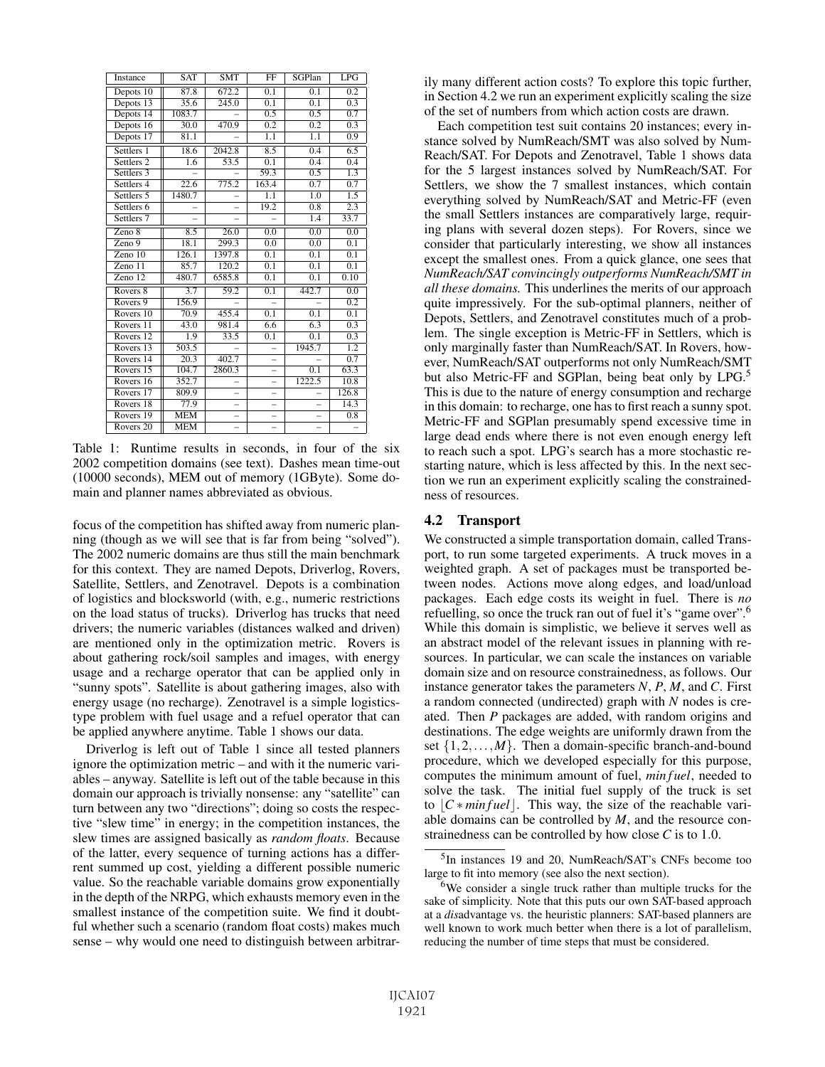| Instance | SAT | SMT | FF | SGPlan | LPG |
|---|---|---|---|---|---|
| Depots 10 | 87.8 | 672.2 | 0.1 | 0.1 | 0.2 |
| Depots 13 | 35.6 | 245.0 | 0.1 | 0.1 | 0.3 |
| Depots 14 | 1083.7 | – | 0.5 | 0.5 | 0.7 |
| Depots 16 | 30.0 | 470.9 | 0.2 | 0.2 | 0.3 |
| Depots 17 | 81.1 | – | 1.1 | 1.1 | 0.9 |
| Settlers 1 | 18.6 | 2042.8 | 8.5 | 0.4 | 6.5 |
| Settlers 2 | 1.6 | 53.5 | 0.1 | 0.4 | 0.4 |
| Settlers 3 | – | – | 59.3 | 0.5 | 1.3 |
| Settlers 4 | 22.6 | 775.2 | 163.4 | 0.7 | 0.7 |
| Settlers 5 | 1480.7 | – | 1.1 | 1.0 | 1.5 |
| Settlers 6 | – | – | 19.2 | 0.8 | 2.3 |
| Settlers 7 | – | – | – | 1.4 | 33.7 |
| Zeno 8 | 8.5 | 26.0 | 0.0 | 0.0 | 0.0 |
| Zeno 9 | 18.1 | 299.3 | 0.0 | 0.0 | 0.1 |
| Zeno 10 | 126.1 | 1397.8 | 0.1 | 0.1 | 0.1 |
| Zeno 11 | 85.7 | 120.2 | 0.1 | 0.1 | 0.1 |
| Zeno 12 | 480.7 | 6585.8 | 0.1 | 0.1 | 0.10 |
| Rovers 8 | 3.7 | 59.2 | 0.1 | 442.7 | 0.0 |
| Rovers 9 | 156.9 | – | – | – | 0.2 |
| Rovers 10 | 70.9 | 455.4 | 0.1 | 0.1 | 0.1 |
| Rovers 11 | 43.0 | 981.4 | 6.6 | 6.3 | 0.3 |
| Rovers 12 | 1.9 | 33.5 | 0.1 | 0.1 | 0.3 |
| Rovers 13 | 503.5 | – | – | 1945.7 | 1.2 |
| Rovers 14 | 20.3 | 402.7 | – | – | 0.7 |
| Rovers 15 | 104.7 | 2860.3 | – | 0.1 | 63.3 |
| Rovers 16 | 352.7 | – | – | 1222.5 | 10.8 |
| Rovers 17 | 809.9 | – | – | – | 126.8 |
| Rovers 18 | 77.9 | – | – | – | 14.3 |
| Rovers 19 | MEM | – | – | – | 0.8 |
| Rovers 20 | MEM | – | – | – | – |

Table 1: Runtime results in seconds, in four of the six 2002 competition domains (see text). Dashes mean time-out (10000 seconds), MEM out of memory (1GByte). Some domain and planner names abbreviated as obvious.

focus of the competition has shifted away from numeric planning (though as we will see that is far from being "solved"). The 2002 numeric domains are thus still the main benchmark for this context. They are named Depots, Driverlog, Rovers, Satellite, Settlers, and Zenotravel. Depots is a combination of logistics and blocksworld (with, e.g., numeric restrictions on the load status of trucks). Driverlog has trucks that need drivers; the numeric variables (distances walked and driven) are mentioned only in the optimization metric. Rovers is about gathering rock/soil samples and images, with energy usage and a recharge operator that can be applied only in "sunny spots". Satellite is about gathering images, also with energy usage (no recharge). Zenotravel is a simple logistics-type problem with fuel usage and a refuel operator that can be applied anywhere anytime. Table 1 shows our data.

Driverlog is left out of Table 1 since all tested planners ignore the optimization metric – and with it the numeric variables – anyway. Satellite is left out of the table because in this domain our approach is trivially nonsense: any "satellite" can turn between any two "directions"; doing so costs the respective "slew time" in energy; in the competition instances, the slew times are assigned basically as *random floats*. Because of the latter, every sequence of turning actions has a different summed up cost, yielding a different possible numeric value. So the reachable variable domains grow exponentially in the depth of the NRPG, which exhausts memory even in the smallest instance of the competition suite. We find it doubtful whether such a scenario (random float costs) makes much sense – why would one need to distinguish between arbitrarily many different action costs? To explore this topic further, in Section 4.2 we run an experiment explicitly scaling the size of the set of numbers from which action costs are drawn.

Each competition test suit contains 20 instances; every instance solved by NumReach/SMT was also solved by NumReach/SAT. For Depots and Zenotravel, Table 1 shows data for the 5 largest instances solved by NumReach/SAT. For Settlers, we show the 7 smallest instances, which contain everything solved by NumReach/SAT and Metric-FF (even the small Settlers instances are comparatively large, requiring plans with several dozen steps). For Rovers, since we consider that particularly interesting, we show all instances except the smallest ones. From a quick glance, one sees that *NumReach/SAT convincingly outperforms NumReach/SMT in all these domains.* This underlines the merits of our approach quite impressively. For the sub-optimal planners, neither of Depots, Settlers, and Zenotravel constitutes much of a problem. The single exception is Metric-FF in Settlers, which is only marginally faster than NumReach/SAT. In Rovers, however, NumReach/SAT outperforms not only NumReach/SMT but also Metric-FF and SGPlan, being beat only by LPG.[5] This is due to the nature of energy consumption and recharge in this domain: to recharge, one has to first reach a sunny spot. Metric-FF and SGPlan presumably spend excessive time in large dead ends where there is not even enough energy left to reach such a spot. LPG's search has a more stochastic restarting nature, which is less affected by this. In the next section we run an experiment explicitly scaling the constrainedness of resources.

## 4.2 Transport

We constructed a simple transportation domain, called Transport, to run some targeted experiments. A truck moves in a weighted graph. A set of packages must be transported between nodes. Actions move along edges, and load/unload packages. Each edge costs its weight in fuel. There is *no* refuelling, so once the truck ran out of fuel it's "game over".[6] While this domain is simplistic, we believe it serves well as an abstract model of the relevant issues in planning with resources. In particular, we can scale the instances on variable domain size and on resource constrainedness, as follows. Our instance generator takes the parameters $N$, $P$, $M$, and $C$. First a random connected (undirected) graph with $N$ nodes is created. Then $P$ packages are added, with random origins and destinations. The edge weights are uniformly drawn from the set $\{1, 2, \ldots, M\}$. Then a domain-specific branch-and-bound procedure, which we developed especially for this purpose, computes the minimum amount of fuel, $minfuel$, needed to solve the task. The initial fuel supply of the truck is set to $\lfloor C * minfuel \rfloor$. This way, the size of the reachable variable domains can be controlled by $M$, and the resource constrainedness can be controlled by how close $C$ is to 1.0.

[5] In instances 19 and 20, NumReach/SAT's CNFs become too large to fit into memory (see also the next section).

[6] We consider a single truck rather than multiple trucks for the sake of simplicity. Note that this puts our own SAT-based approach at a *dis*advantage vs. the heuristic planners: SAT-based planners are well known to work much better when there is a lot of parallelism, reducing the number of time steps that must be considered.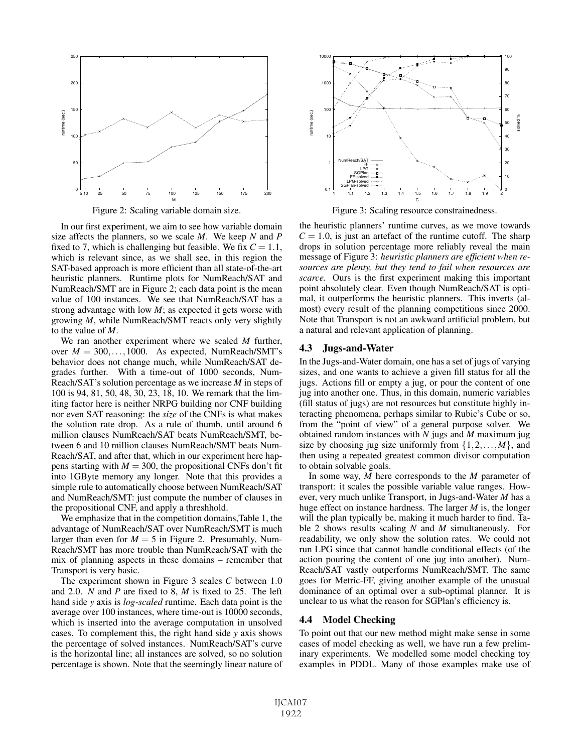Figure 2: Scaling variable domain size.

Figure 3: Scaling resource constrainedness.

In our first experiment, we aim to see how variable domain size affects the planners, so we scale $M$. We keep $N$ and $P$ fixed to 7, which is challenging but feasible. We fix $C = 1.1$, which is relevant since, as we shall see, in this region the SAT-based approach is more efficient than all state-of-the-art heuristic planners. Runtime plots for NumReach/SAT and NumReach/SMT are in Figure 2; each data point is the mean value of 100 instances. We see that NumReach/SAT has a strong advantage with low $M$; as expected it gets worse with growing $M$, while NumReach/SMT reacts only very slightly to the value of $M$.

We ran another experiment where we scaled $M$ further, over $M = 300, \ldots, 1000$. As expected, NumReach/SMT's behavior does not change much, while NumReach/SAT degrades further. With a time-out of 1000 seconds, NumReach/SAT's solution percentage as we increase $M$ in steps of 100 is 94, 81, 50, 48, 30, 23, 18, 10. We remark that the limiting factor here is neither NRPG building nor CNF building nor even SAT reasoning: the *size* of the CNFs is what makes the solution rate drop. As a rule of thumb, until around 6 million clauses NumReach/SAT beats NumReach/SMT, between 6 and 10 million clauses NumReach/SMT beats NumReach/SAT, and after that, which in our experiment here happens starting with $M = 300$, the propositional CNFs don't fit into 1GByte memory any longer. Note that this provides a simple rule to automatically choose between NumReach/SAT and NumReach/SMT: just compute the number of clauses in the propositional CNF, and apply a threshhold.

We emphasize that in the competition domains,Table 1, the advantage of NumReach/SAT over NumReach/SMT is much larger than even for $M = 5$ in Figure 2. Presumably, NumReach/SMT has more trouble than NumReach/SAT with the mix of planning aspects in these domains – remember that Transport is very basic.

The experiment shown in Figure 3 scales $C$ between 1.0 and 2.0. $N$ and $P$ are fixed to 8, $M$ is fixed to 25. The left hand side $y$ axis is *log-scaled* runtime. Each data point is the average over 100 instances, where time-out is 10000 seconds, which is inserted into the average computation in unsolved cases. To complement this, the right hand side $y$ axis shows the percentage of solved instances. NumReach/SAT's curve is the horizontal line; all instances are solved, so no solution percentage is shown. Note that the seemingly linear nature of the heuristic planners' runtime curves, as we move towards $C = 1.0$, is just an artefact of the runtime cutoff. The sharp drops in solution percentage more reliably reveal the main message of Figure 3: *heuristic planners are efficient when resources are plenty, but they tend to fail when resources are scarce.* Ours is the first experiment making this important point absolutely clear. Even though NumReach/SAT is optimal, it outperforms the heuristic planners. This inverts (almost) every result of the planning competitions since 2000. Note that Transport is not an awkward artificial problem, but a natural and relevant application of planning.

### 4.3 Jugs-and-Water

In the Jugs-and-Water domain, one has a set of jugs of varying sizes, and one wants to achieve a given fill status for all the jugs. Actions fill or empty a jug, or pour the content of one jug into another one. Thus, in this domain, numeric variables (fill status of jugs) are not resources but constitute highly interacting phenomena, perhaps similar to Rubic's Cube or so, from the "point of view" of a general purpose solver. We obtained random instances with $N$ jugs and $M$ maximum jug size by choosing jug size uniformly from $\{1, 2, \ldots, M\}$, and then using a repeated greatest common divisor computation to obtain solvable goals.

In some way, $M$ here corresponds to the $M$ parameter of transport: it scales the possible variable value ranges. However, very much unlike Transport, in Jugs-and-Water $M$ has a huge effect on instance hardness. The larger $M$ is, the longer will the plan typically be, making it much harder to find. Table 2 shows results scaling $N$ and $M$ simultaneously. For readability, we only show the solution rates. We could not run LPG since that cannot handle conditional effects (of the action pouring the content of one jug into another). NumReach/SAT vastly outperforms NumReach/SMT. The same goes for Metric-FF, giving another example of the unusual dominance of an optimal over a sub-optimal planner. It is unclear to us what the reason for SGPlan's efficiency is.

### 4.4 Model Checking

To point out that our new method might make sense in some cases of model checking as well, we have run a few preliminary experiments. We modelled some model checking toy examples in PDDL. Many of those examples make use of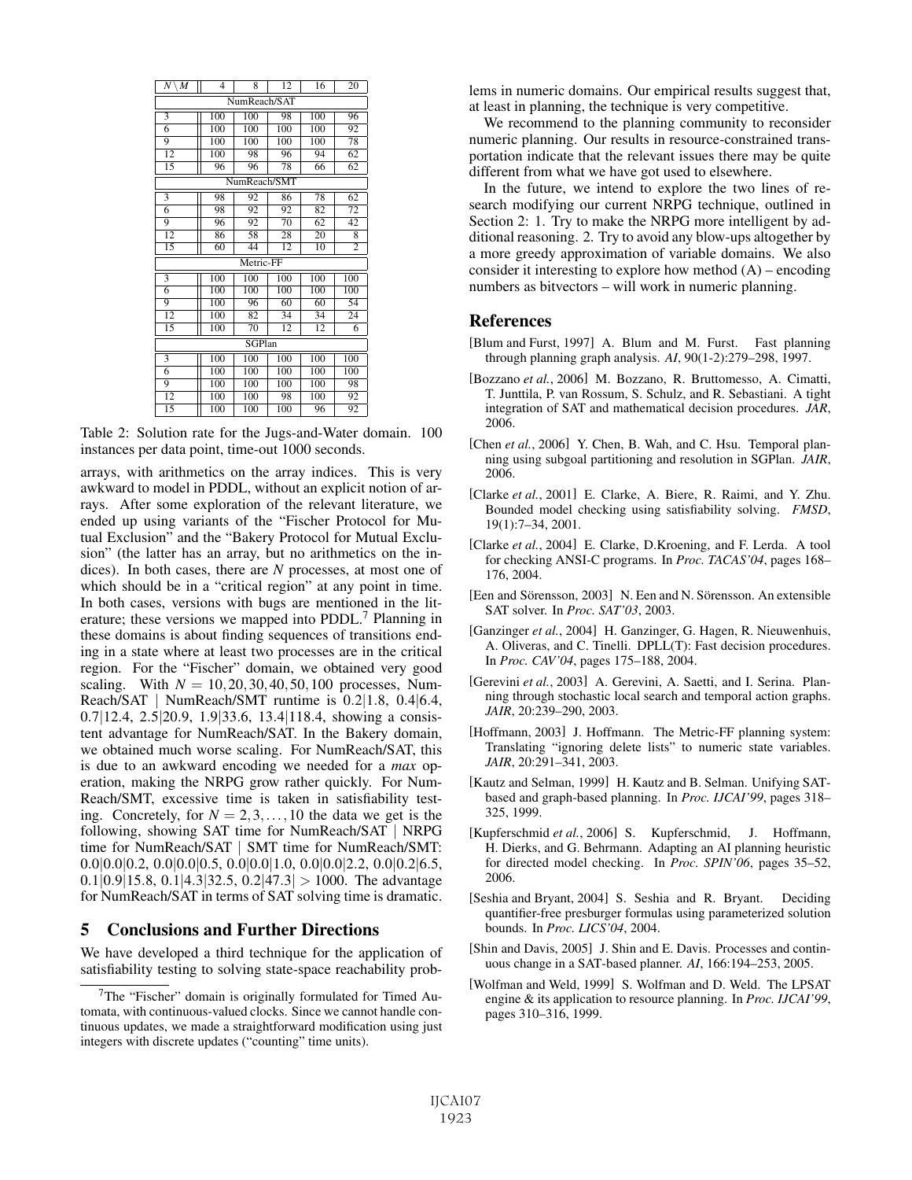| $N \setminus M$ | 4 | 8 | 12 | 16 | 20 |
|---|---|---|---|---|---|
| NumReach/SAT | | | | | |
| 3 | 100 | 100 | 98 | 100 | 96 |
| 6 | 100 | 100 | 100 | 100 | 92 |
| 9 | 100 | 100 | 100 | 100 | 78 |
| 12 | 100 | 98 | 96 | 94 | 62 |
| 15 | 96 | 96 | 78 | 66 | 62 |
| NumReach/SMT | | | | | |
| 3 | 98 | 92 | 86 | 78 | 62 |
| 6 | 98 | 92 | 92 | 82 | 72 |
| 9 | 96 | 92 | 70 | 62 | 42 |
| 12 | 86 | 58 | 28 | 20 | 8 |
| 15 | 60 | 44 | 12 | 10 | 2 |
| Metric-FF | | | | | |
| 3 | 100 | 100 | 100 | 100 | 100 |
| 6 | 100 | 100 | 100 | 100 | 100 |
| 9 | 100 | 96 | 60 | 60 | 54 |
| 12 | 100 | 82 | 34 | 34 | 24 |
| 15 | 100 | 70 | 12 | 12 | 6 |
| SGPlan | | | | | |
| 3 | 100 | 100 | 100 | 100 | 100 |
| 6 | 100 | 100 | 100 | 100 | 100 |
| 9 | 100 | 100 | 100 | 100 | 98 |
| 12 | 100 | 100 | 98 | 100 | 92 |
| 15 | 100 | 100 | 100 | 96 | 92 |

Table 2: Solution rate for the Jugs-and-Water domain. 100 instances per data point, time-out 1000 seconds.

arrays, with arithmetics on the array indices. This is very awkward to model in PDDL, without an explicit notion of arrays. After some exploration of the relevant literature, we ended up using variants of the "Fischer Protocol for Mutual Exclusion" and the "Bakery Protocol for Mutual Exclusion" (the latter has an array, but no arithmetics on the indices). In both cases, there are $N$ processes, at most one of which should be in a "critical region" at any point in time. In both cases, versions with bugs are mentioned in the literature; these versions we mapped into PDDL.[7] Planning in these domains is about finding sequences of transitions ending in a state where at least two processes are in the critical region. For the "Fischer" domain, we obtained very good scaling. With $N = 10, 20, 30, 40, 50, 100$ processes, NumReach/SAT | NumReach/SMT runtime is 0.2|1.8, 0.4|6.4, 0.7|12.4, 2.5|20.9, 1.9|33.6, 13.4|118.4, showing a consistent advantage for NumReach/SAT. In the Bakery domain, we obtained much worse scaling. For NumReach/SAT, this is due to an awkward encoding we needed for a *max* operation, making the NRPG grow rather quickly. For NumReach/SMT, excessive time is taken in satisfiability testing. Concretely, for $N = 2, 3, \dots, 10$ the data we get is the following, showing SAT time for NumReach/SAT | NRPG time for NumReach/SAT | SMT time for NumReach/SMT: 0.0|0.0|0.2, 0.0|0.0|0.5, 0.0|0.0|1.0, 0.0|0.0|2.2, 0.0|0.2|6.5, 0.1|0.9|15.8, 0.1|4.3|32.5, 0.2|47.3| $> 1000$. The advantage for NumReach/SAT in terms of SAT solving time is dramatic.

## 5 Conclusions and Further Directions

We have developed a third technique for the application of satisfiability testing to solving state-space reachability problems in numeric domains. Our empirical results suggest that, at least in planning, the technique is very competitive.

We recommend to the planning community to reconsider numeric planning. Our results in resource-constrained transportation indicate that the relevant issues there may be quite different from what we have got used to elsewhere.

In the future, we intend to explore the two lines of research modifying our current NRPG technique, outlined in Section 2: 1. Try to make the NRPG more intelligent by additional reasoning. 2. Try to avoid any blow-ups altogether by a more greedy approximation of variable domains. We also consider it interesting to explore how method (A) – encoding numbers as bitvectors – will work in numeric planning.

[7] The "Fischer" domain is originally formulated for Timed Automata, with continuous-valued clocks. Since we cannot handle continuous updates, we made a straightforward modification using just integers with discrete updates ("counting" time units).

## References

[Blum and Furst, 1997] A. Blum and M. Furst. Fast planning through planning graph analysis. *AI*, 90(1-2):279–298, 1997.

[Bozzano *et al.*, 2006] M. Bozzano, R. Bruttomesso, A. Cimatti, T. Junttila, P. van Rossum, S. Schulz, and R. Sebastiani. A tight integration of SAT and mathematical decision procedures. *JAR*, 2006.

[Chen *et al.*, 2006] Y. Chen, B. Wah, and C. Hsu. Temporal planning using subgoal partitioning and resolution in SGPlan. *JAIR*, 2006.

[Clarke *et al.*, 2001] E. Clarke, A. Biere, R. Raimi, and Y. Zhu. Bounded model checking using satisfiability solving. *FMSD*, 19(1):7–34, 2001.

[Clarke *et al.*, 2004] E. Clarke, D.Kroening, and F. Lerda. A tool for checking ANSI-C programs. In *Proc. TACAS'04*, pages 168–176, 2004.

[Een and Sörensson, 2003] N. Een and N. Sörensson. An extensible SAT solver. In *Proc. SAT'03*, 2003.

[Ganzinger *et al.*, 2004] H. Ganzinger, G. Hagen, R. Nieuwenhuis, A. Oliveras, and C. Tinelli. DPLL(T): Fast decision procedures. In *Proc. CAV'04*, pages 175–188, 2004.

[Gerevini *et al.*, 2003] A. Gerevini, A. Saetti, and I. Serina. Planning through stochastic local search and temporal action graphs. *JAIR*, 20:239–290, 2003.

[Hoffmann, 2003] J. Hoffmann. The Metric-FF planning system: Translating "ignoring delete lists" to numeric state variables. *JAIR*, 20:291–341, 2003.

[Kautz and Selman, 1999] H. Kautz and B. Selman. Unifying SAT-based and graph-based planning. In *Proc. IJCAI'99*, pages 318–325, 1999.

[Kupferschmid *et al.*, 2006] S. Kupferschmid, J. Hoffmann, H. Dierks, and G. Behrmann. Adapting an AI planning heuristic for directed model checking. In *Proc. SPIN'06*, pages 35–52, 2006.

[Seshia and Bryant, 2004] S. Seshia and R. Bryant. Deciding quantifier-free presburger formulas using parameterized solution bounds. In *Proc. LICS'04*, 2004.

[Shin and Davis, 2005] J. Shin and E. Davis. Processes and continuous change in a SAT-based planner. *AI*, 166:194–253, 2005.

[Wolfman and Weld, 1999] S. Wolfman and D. Weld. The LPSAT engine & its application to resource planning. In *Proc. IJCAI'99*, pages 310–316, 1999.